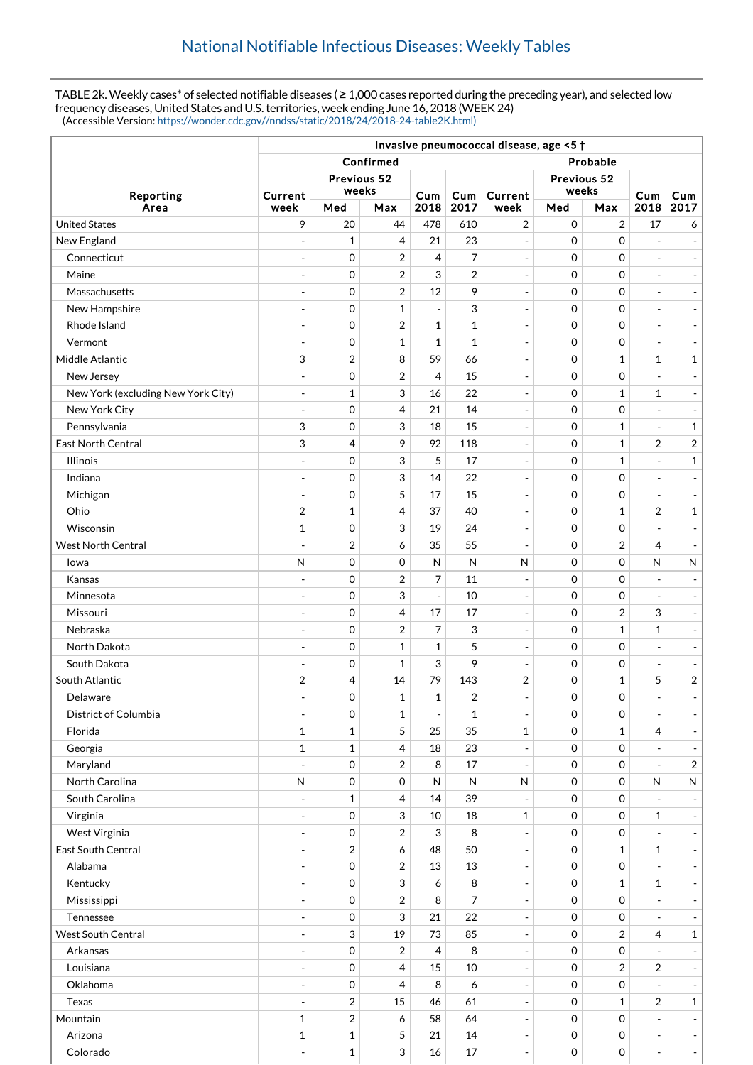## National Notifiable Infectious Diseases: Weekly Tables

TABLE 2k. Weekly cases* of selected notifiable diseases ( ≥ 1,000 cases reported during the preceding year), and selected low frequency diseases, United States and U.S. territories, week ending June 16, 2018 (WEEK 24)
(Accessible Version: https://wonder.cdc.gov//nndss/static/2018/24/2018-24-table2K.html)

| Reporting Area | Invasive pneumococcal disease, age <5 † | | | | | | | | | |
|---|---|---|---|---|---|---|---|---|---|---|
| | Confirmed | | | | | Probable | | | | |
| | Current week | Previous 52 weeks Med | Previous 52 weeks Max | Cum 2018 | Cum 2017 | Current week | Previous 52 weeks Med | Previous 52 weeks Max | Cum 2018 | Cum 2017 |
| United States | 9 | 20 | 44 | 478 | 610 | 2 | 0 | 2 | 17 | 6 |
| New England | - | 1 | 4 | 21 | 23 | - | 0 | 0 | - | - |
| Connecticut | - | 0 | 2 | 4 | 7 | - | 0 | 0 | - | - |
| Maine | - | 0 | 2 | 3 | 2 | - | 0 | 0 | - | - |
| Massachusetts | - | 0 | 2 | 12 | 9 | - | 0 | 0 | - | - |
| New Hampshire | - | 0 | 1 | - | 3 | - | 0 | 0 | - | - |
| Rhode Island | - | 0 | 2 | 1 | 1 | - | 0 | 0 | - | - |
| Vermont | - | 0 | 1 | 1 | 1 | - | 0 | 0 | - | - |
| Middle Atlantic | 3 | 2 | 8 | 59 | 66 | - | 0 | 1 | 1 | 1 |
| New Jersey | - | 0 | 2 | 4 | 15 | - | 0 | 0 | - | - |
| New York (excluding New York City) | - | 1 | 3 | 16 | 22 | - | 0 | 1 | 1 | - |
| New York City | - | 0 | 4 | 21 | 14 | - | 0 | 0 | - | - |
| Pennsylvania | 3 | 0 | 3 | 18 | 15 | - | 0 | 1 | - | 1 |
| East North Central | 3 | 4 | 9 | 92 | 118 | - | 0 | 1 | 2 | 2 |
| Illinois | - | 0 | 3 | 5 | 17 | - | 0 | 1 | - | 1 |
| Indiana | - | 0 | 3 | 14 | 22 | - | 0 | 0 | - | - |
| Michigan | - | 0 | 5 | 17 | 15 | - | 0 | 0 | - | - |
| Ohio | 2 | 1 | 4 | 37 | 40 | - | 0 | 1 | 2 | 1 |
| Wisconsin | 1 | 0 | 3 | 19 | 24 | - | 0 | 0 | - | - |
| West North Central | - | 2 | 6 | 35 | 55 | - | 0 | 2 | 4 | - |
| Iowa | N | 0 | 0 | N | N | N | 0 | 0 | N | N |
| Kansas | - | 0 | 2 | 7 | 11 | - | 0 | 0 | - | - |
| Minnesota | - | 0 | 3 | - | 10 | - | 0 | 0 | - | - |
| Missouri | - | 0 | 4 | 17 | 17 | - | 0 | 2 | 3 | - |
| Nebraska | - | 0 | 2 | 7 | 3 | - | 0 | 1 | 1 | - |
| North Dakota | - | 0 | 1 | 1 | 5 | - | 0 | 0 | - | - |
| South Dakota | - | 0 | 1 | 3 | 9 | - | 0 | 0 | - | - |
| South Atlantic | 2 | 4 | 14 | 79 | 143 | 2 | 0 | 1 | 5 | 2 |
| Delaware | - | 0 | 1 | 1 | 2 | - | 0 | 0 | - | - |
| District of Columbia | - | 0 | 1 | - | 1 | - | 0 | 0 | - | - |
| Florida | 1 | 1 | 5 | 25 | 35 | 1 | 0 | 1 | 4 | - |
| Georgia | 1 | 1 | 4 | 18 | 23 | - | 0 | 0 | - | - |
| Maryland | - | 0 | 2 | 8 | 17 | - | 0 | 0 | - | 2 |
| North Carolina | N | 0 | 0 | N | N | N | 0 | 0 | N | N |
| South Carolina | - | 1 | 4 | 14 | 39 | - | 0 | 0 | - | - |
| Virginia | - | 0 | 3 | 10 | 18 | 1 | 0 | 0 | 1 | - |
| West Virginia | - | 0 | 2 | 3 | 8 | - | 0 | 0 | - | - |
| East South Central | - | 2 | 6 | 48 | 50 | - | 0 | 1 | 1 | - |
| Alabama | - | 0 | 2 | 13 | 13 | - | 0 | 0 | - | - |
| Kentucky | - | 0 | 3 | 6 | 8 | - | 0 | 1 | 1 | - |
| Mississippi | - | 0 | 2 | 8 | 7 | - | 0 | 0 | - | - |
| Tennessee | - | 0 | 3 | 21 | 22 | - | 0 | 0 | - | - |
| West South Central | - | 3 | 19 | 73 | 85 | - | 0 | 2 | 4 | 1 |
| Arkansas | - | 0 | 2 | 4 | 8 | - | 0 | 0 | - | - |
| Louisiana | - | 0 | 4 | 15 | 10 | - | 0 | 2 | 2 | - |
| Oklahoma | - | 0 | 4 | 8 | 6 | - | 0 | 0 | - | - |
| Texas | - | 2 | 15 | 46 | 61 | - | 0 | 1 | 2 | 1 |
| Mountain | 1 | 2 | 6 | 58 | 64 | - | 0 | 0 | - | - |
| Arizona | 1 | 1 | 5 | 21 | 14 | - | 0 | 0 | - | - |
| Colorado | - | 1 | 3 | 16 | 17 | - | 0 | 0 | - | - |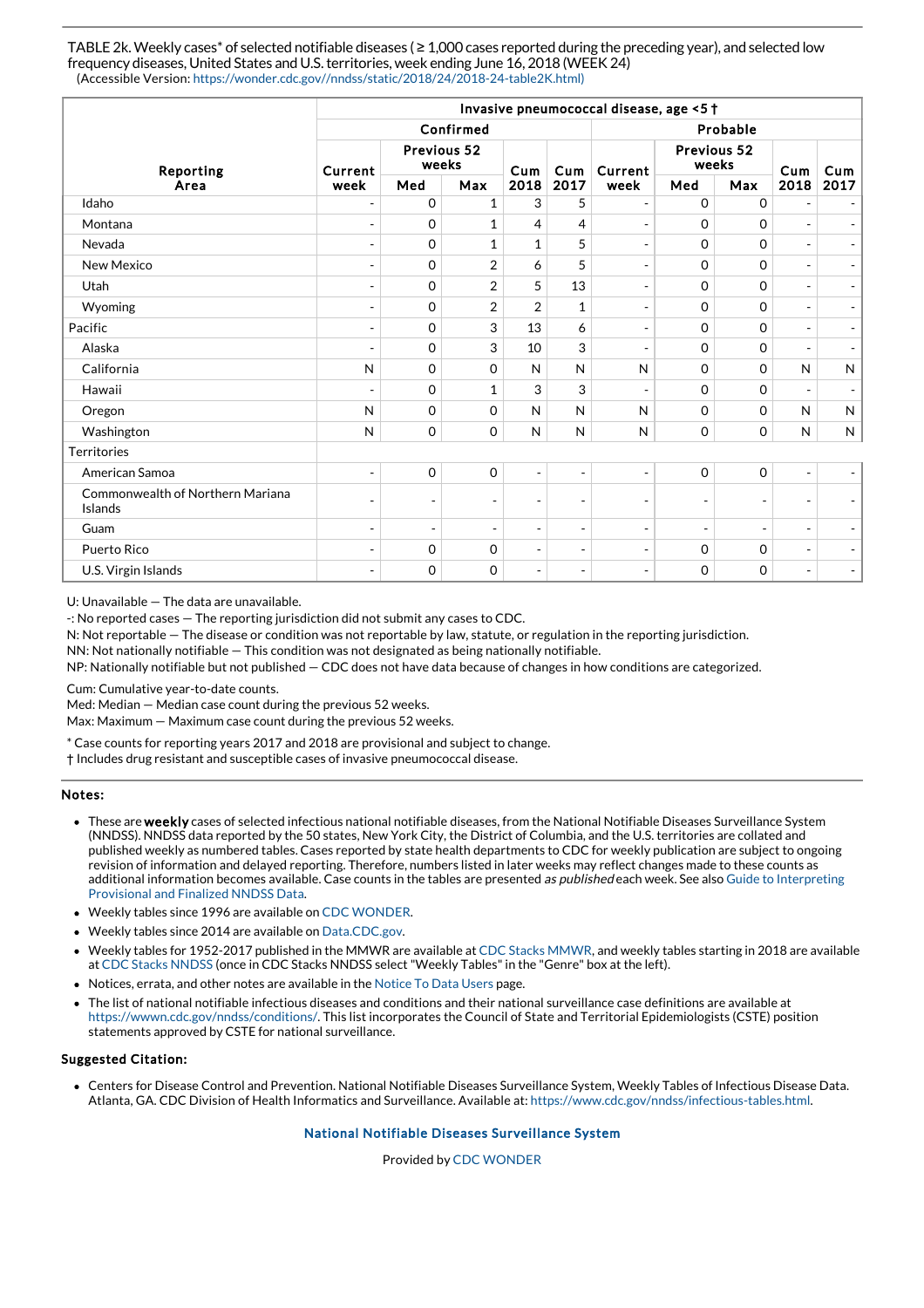TABLE 2k. Weekly cases* of selected notifiable diseases ( ≥ 1,000 cases reported during the preceding year), and selected low frequency diseases, United States and U.S. territories, week ending June 16, 2018 (WEEK 24)
(Accessible Version: https://wonder.cdc.gov//nndss/static/2018/24/2018-24-table2K.html)

| Reporting Area | Invasive pneumococcal disease, age <5 † | | | | | | | | | |
|---|---|---|---|---|---|---|---|---|---|---|
| | Confirmed | | | | | Probable | | | | |
| | Current week | Previous 52 weeks | | Cum 2018 | Cum 2017 | Current week | Previous 52 weeks | | Cum 2018 | Cum 2017 |
| | | Med | Max | | | | Med | Max | | |
| Idaho | - | 0 | 1 | 3 | 5 | - | 0 | 0 | - | - |
| Montana | - | 0 | 1 | 4 | 4 | - | 0 | 0 | - | - |
| Nevada | - | 0 | 1 | 1 | 5 | - | 0 | 0 | - | - |
| New Mexico | - | 0 | 2 | 6 | 5 | - | 0 | 0 | - | - |
| Utah | - | 0 | 2 | 5 | 13 | - | 0 | 0 | - | - |
| Wyoming | - | 0 | 2 | 2 | 1 | - | 0 | 0 | - | - |
| Pacific | - | 0 | 3 | 13 | 6 | - | 0 | 0 | - | - |
| Alaska | - | 0 | 3 | 10 | 3 | - | 0 | 0 | - | - |
| California | N | 0 | 0 | N | N | N | 0 | 0 | N | N |
| Hawaii | - | 0 | 1 | 3 | 3 | - | 0 | 0 | - | - |
| Oregon | N | 0 | 0 | N | N | N | 0 | 0 | N | N |
| Washington | N | 0 | 0 | N | N | N | 0 | 0 | N | N |
| Territories | | | | | | | | | | |
| American Samoa | - | 0 | 0 | - | - | - | 0 | 0 | - | - |
| Commonwealth of Northern Mariana Islands | - | - | - | - | - | - | - | - | - | - |
| Guam | - | - | - | - | - | - | - | - | - | - |
| Puerto Rico | - | 0 | 0 | - | - | - | 0 | 0 | - | - |
| U.S. Virgin Islands | - | 0 | 0 | - | - | - | 0 | 0 | - | - |

U: Unavailable — The data are unavailable.
-: No reported cases — The reporting jurisdiction did not submit any cases to CDC.
N: Not reportable — The disease or condition was not reportable by law, statute, or regulation in the reporting jurisdiction.
NN: Not nationally notifiable — This condition was not designated as being nationally notifiable.
NP: Nationally notifiable but not published — CDC does not have data because of changes in how conditions are categorized.

Cum: Cumulative year-to-date counts.
Med: Median — Median case count during the previous 52 weeks.
Max: Maximum — Maximum case count during the previous 52 weeks.

* Case counts for reporting years 2017 and 2018 are provisional and subject to change.
† Includes drug resistant and susceptible cases of invasive pneumococcal disease.

**Notes:**

- These are **weekly** cases of selected infectious national notifiable diseases, from the National Notifiable Diseases Surveillance System (NNDSS). NNDSS data reported by the 50 states, New York City, the District of Columbia, and the U.S. territories are collated and published weekly as numbered tables. Cases reported by state health departments to CDC for weekly publication are subject to ongoing revision of information and delayed reporting. Therefore, numbers listed in later weeks may reflect changes made to these counts as additional information becomes available. Case counts in the tables are presented *as published* each week. See also Guide to Interpreting Provisional and Finalized NNDSS Data.
- Weekly tables since 1996 are available on CDC WONDER.
- Weekly tables since 2014 are available on Data.CDC.gov.
- Weekly tables for 1952-2017 published in the MMWR are available at CDC Stacks MMWR, and weekly tables starting in 2018 are available at CDC Stacks NNDSS (once in CDC Stacks NNDSS select "Weekly Tables" in the "Genre" box at the left).
- Notices, errata, and other notes are available in the Notice To Data Users page.
- The list of national notifiable infectious diseases and conditions and their national surveillance case definitions are available at https://wwwn.cdc.gov/nndss/conditions/. This list incorporates the Council of State and Territorial Epidemiologists (CSTE) position statements approved by CSTE for national surveillance.

**Suggested Citation:**

- Centers for Disease Control and Prevention. National Notifiable Diseases Surveillance System, Weekly Tables of Infectious Disease Data. Atlanta, GA. CDC Division of Health Informatics and Surveillance. Available at: https://www.cdc.gov/nndss/infectious-tables.html.

National Notifiable Diseases Surveillance System

Provided by CDC WONDER